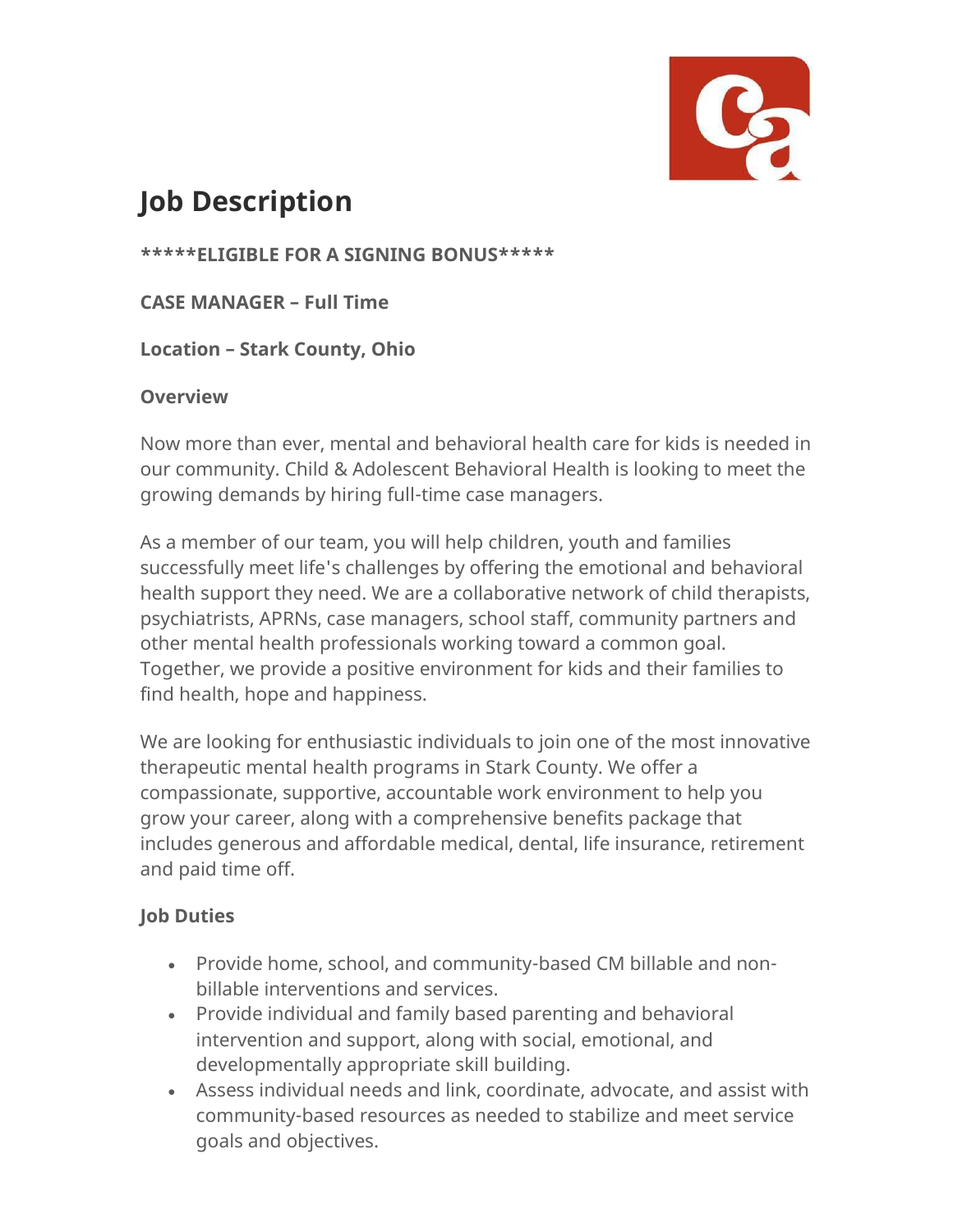# Job Description

**\*\*\*\*\*ELIGIBLE FOR A SIGNING BONUS\*\*\*\*\***

**CASE MANAGER – Full Time**

**Location – Stark County, Ohio**

**Overview**

Now more than ever, mental and behavioral health care for kids is needed in our community. Child & Adolescent Behavioral Health is looking to meet the growing demands by hiring full-time case managers.

As a member of our team, you will help children, youth and families successfully meet life's challenges by offering the emotional and behavioral health support they need. We are a collaborative network of child therapists, psychiatrists, APRNs, case managers, school staff, community partners and other mental health professionals working toward a common goal. Together, we provide a positive environment for kids and their families to find health, hope and happiness.

We are looking for enthusiastic individuals to join one of the most innovative therapeutic mental health programs in Stark County. We offer a compassionate, supportive, accountable work environment to help you grow your career, along with a comprehensive benefits package that includes generous and affordable medical, dental, life insurance, retirement and paid time off.

**Job Duties**

- Provide home, school, and community-based CM billable and non-billable interventions and services.
- Provide individual and family based parenting and behavioral intervention and support, along with social, emotional, and developmentally appropriate skill building.
- Assess individual needs and link, coordinate, advocate, and assist with community-based resources as needed to stabilize and meet service goals and objectives.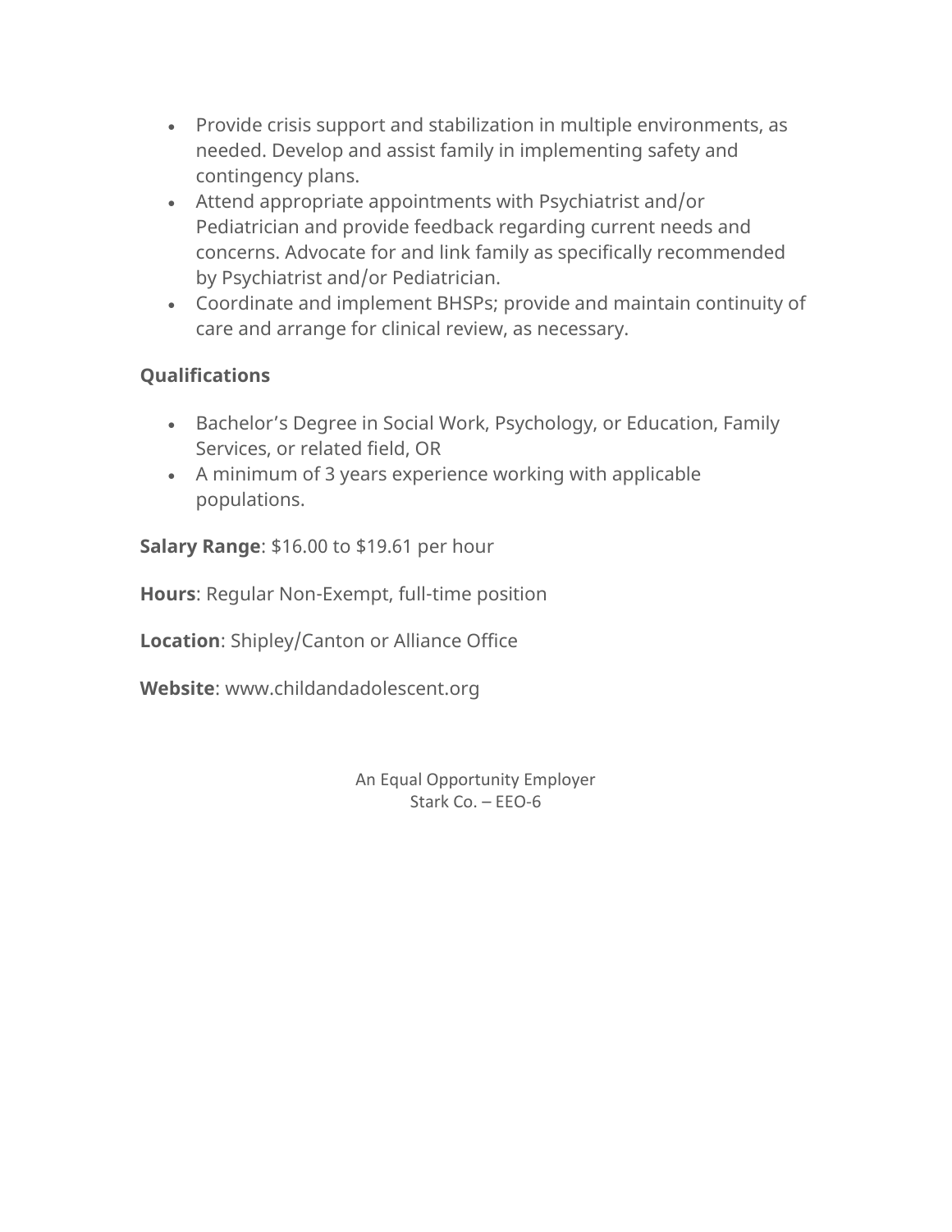- Provide crisis support and stabilization in multiple environments, as needed. Develop and assist family in implementing safety and contingency plans.
- Attend appropriate appointments with Psychiatrist and/or Pediatrician and provide feedback regarding current needs and concerns. Advocate for and link family as specifically recommended by Psychiatrist and/or Pediatrician.
- Coordinate and implement BHSPs; provide and maintain continuity of care and arrange for clinical review, as necessary.

**Qualifications**

- Bachelor's Degree in Social Work, Psychology, or Education, Family Services, or related field, OR
- A minimum of 3 years experience working with applicable populations.

**Salary Range**: $16.00 to $19.61 per hour

**Hours**: Regular Non-Exempt, full-time position

**Location**: Shipley/Canton or Alliance Office

**Website**: www.childandadolescent.org

An Equal Opportunity Employer
Stark Co. – EEO-6